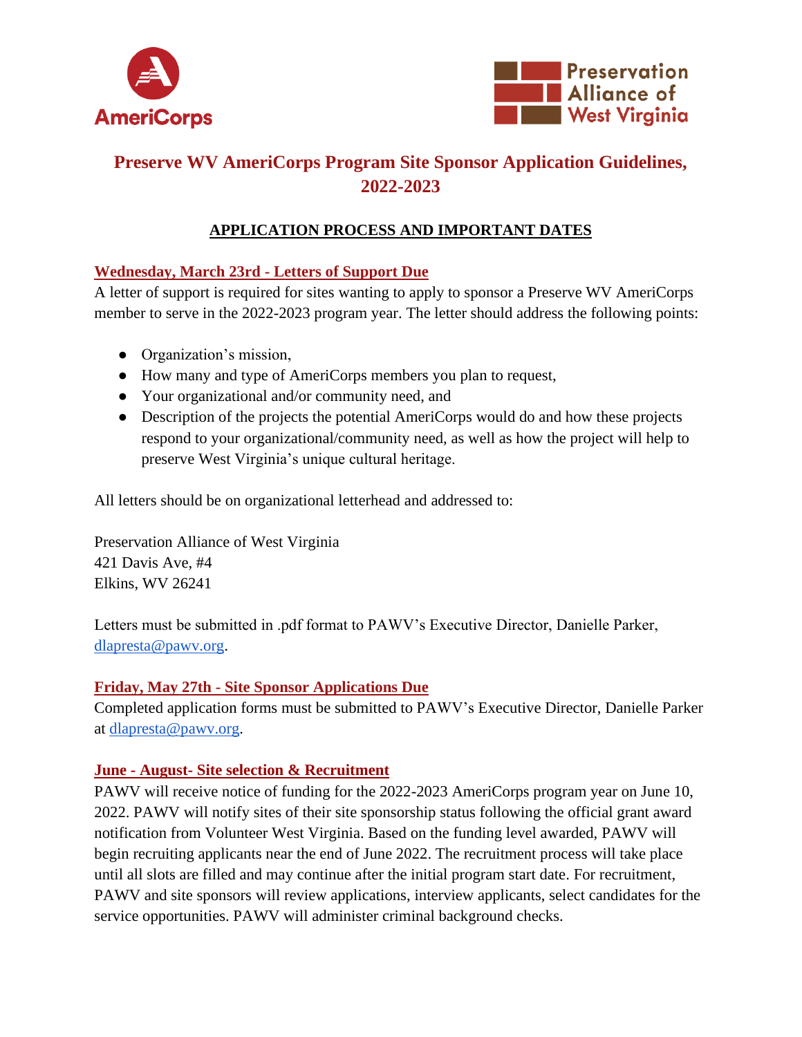# Preserve WV AmeriCorps Program Site Sponsor Application Guidelines, 2022-2023

## APPLICATION PROCESS AND IMPORTANT DATES

### Wednesday, March 23rd - Letters of Support Due

A letter of support is required for sites wanting to apply to sponsor a Preserve WV AmeriCorps member to serve in the 2022-2023 program year. The letter should address the following points:

- Organization's mission,
- How many and type of AmeriCorps members you plan to request,
- Your organizational and/or community need, and
- Description of the projects the potential AmeriCorps would do and how these projects respond to your organizational/community need, as well as how the project will help to preserve West Virginia's unique cultural heritage.

All letters should be on organizational letterhead and addressed to:

Preservation Alliance of West Virginia
421 Davis Ave, #4
Elkins, WV 26241

Letters must be submitted in .pdf format to PAWV's Executive Director, Danielle Parker, dlapresta@pawv.org.

### Friday, May 27th - Site Sponsor Applications Due

Completed application forms must be submitted to PAWV's Executive Director, Danielle Parker at dlapresta@pawv.org.

### June - August- Site selection & Recruitment

PAWV will receive notice of funding for the 2022-2023 AmeriCorps program year on June 10, 2022. PAWV will notify sites of their site sponsorship status following the official grant award notification from Volunteer West Virginia. Based on the funding level awarded, PAWV will begin recruiting applicants near the end of June 2022. The recruitment process will take place until all slots are filled and may continue after the initial program start date. For recruitment, PAWV and site sponsors will review applications, interview applicants, select candidates for the service opportunities. PAWV will administer criminal background checks.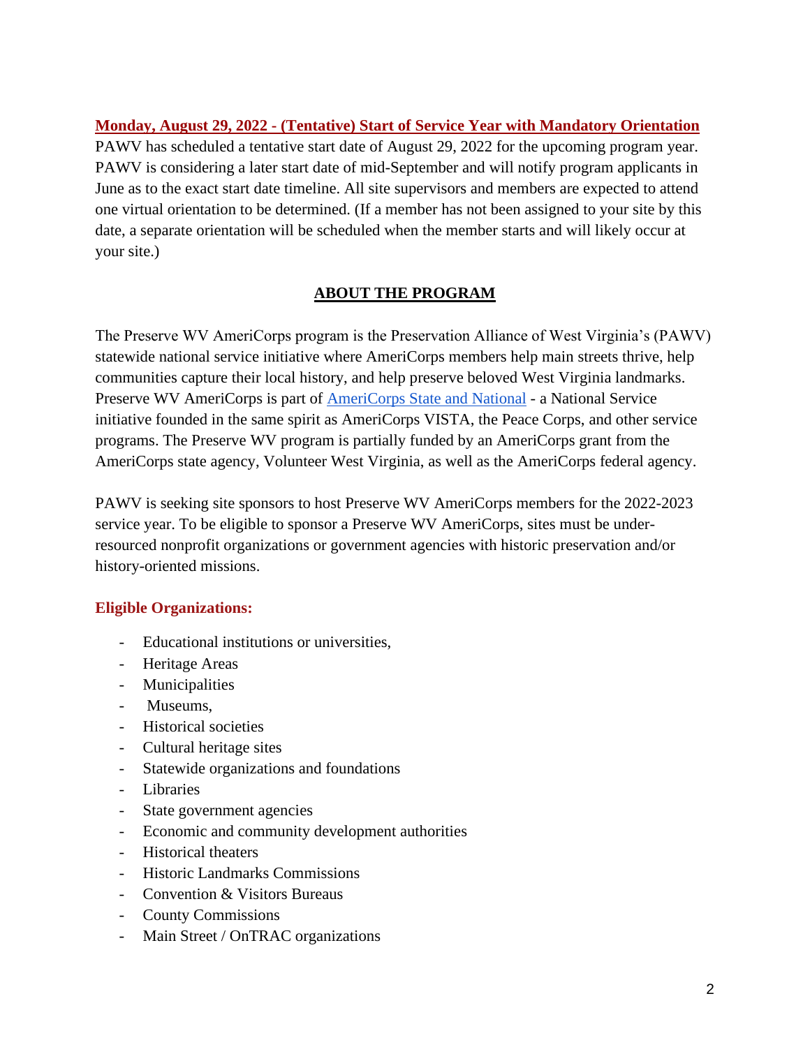**Monday, August 29, 2022 - (Tentative) Start of Service Year with Mandatory Orientation**

PAWV has scheduled a tentative start date of August 29, 2022 for the upcoming program year. PAWV is considering a later start date of mid-September and will notify program applicants in June as to the exact start date timeline. All site supervisors and members are expected to attend one virtual orientation to be determined. (If a member has not been assigned to your site by this date, a separate orientation will be scheduled when the member starts and will likely occur at your site.)

## ABOUT THE PROGRAM

The Preserve WV AmeriCorps program is the Preservation Alliance of West Virginia's (PAWV) statewide national service initiative where AmeriCorps members help main streets thrive, help communities capture their local history, and help preserve beloved West Virginia landmarks. Preserve WV AmeriCorps is part of AmeriCorps State and National - a National Service initiative founded in the same spirit as AmeriCorps VISTA, the Peace Corps, and other service programs. The Preserve WV program is partially funded by an AmeriCorps grant from the AmeriCorps state agency, Volunteer West Virginia, as well as the AmeriCorps federal agency.

PAWV is seeking site sponsors to host Preserve WV AmeriCorps members for the 2022-2023 service year. To be eligible to sponsor a Preserve WV AmeriCorps, sites must be under-resourced nonprofit organizations or government agencies with historic preservation and/or history-oriented missions.

### Eligible Organizations:

- Educational institutions or universities,
- Heritage Areas
- Municipalities
- Museums,
- Historical societies
- Cultural heritage sites
- Statewide organizations and foundations
- Libraries
- State government agencies
- Economic and community development authorities
- Historical theaters
- Historic Landmarks Commissions
- Convention & Visitors Bureaus
- County Commissions
- Main Street / OnTRAC organizations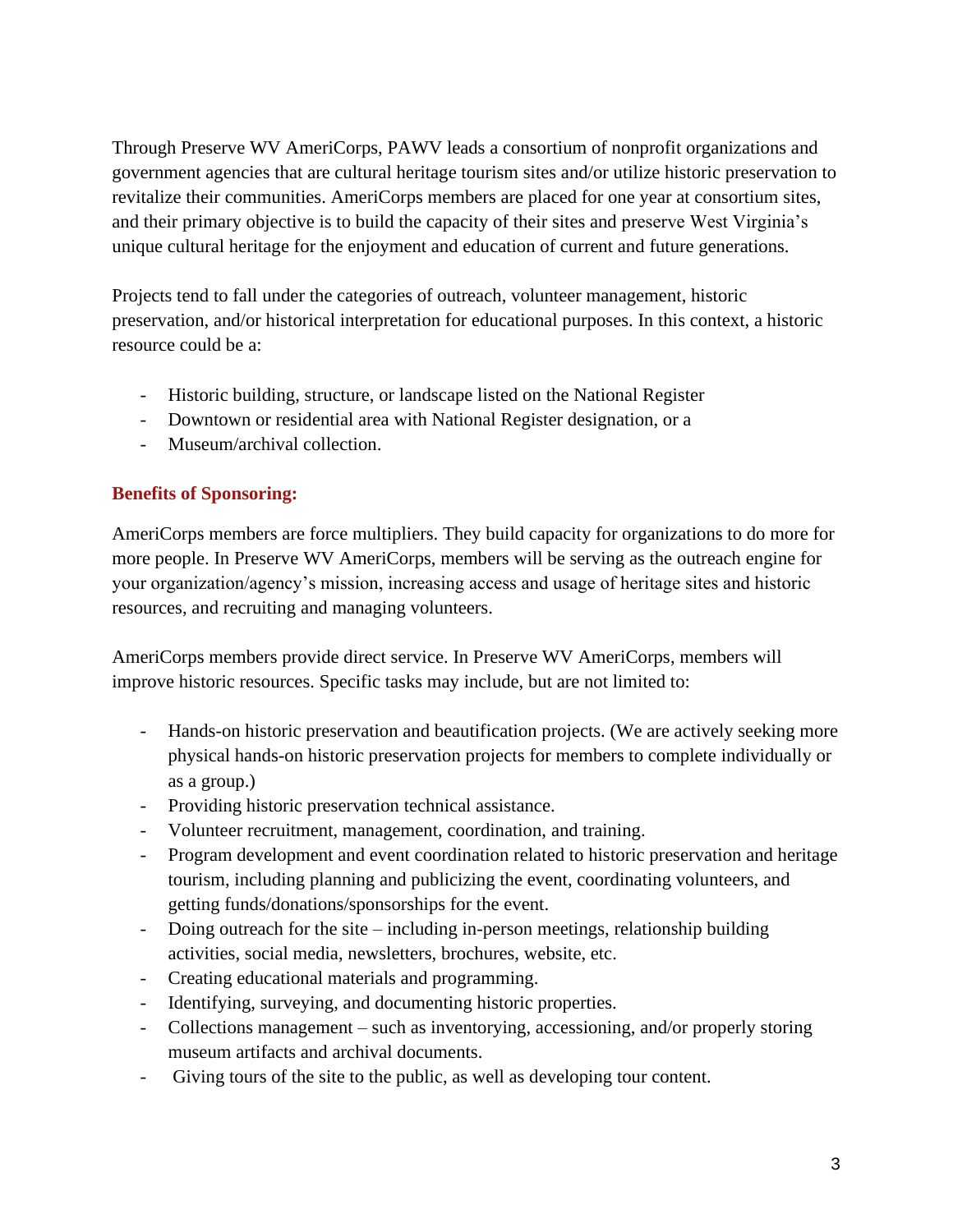Through Preserve WV AmeriCorps, PAWV leads a consortium of nonprofit organizations and government agencies that are cultural heritage tourism sites and/or utilize historic preservation to revitalize their communities. AmeriCorps members are placed for one year at consortium sites, and their primary objective is to build the capacity of their sites and preserve West Virginia's unique cultural heritage for the enjoyment and education of current and future generations.

Projects tend to fall under the categories of outreach, volunteer management, historic preservation, and/or historical interpretation for educational purposes. In this context, a historic resource could be a:

- Historic building, structure, or landscape listed on the National Register
- Downtown or residential area with National Register designation, or a
- Museum/archival collection.

**Benefits of Sponsoring:**

AmeriCorps members are force multipliers. They build capacity for organizations to do more for more people. In Preserve WV AmeriCorps, members will be serving as the outreach engine for your organization/agency's mission, increasing access and usage of heritage sites and historic resources, and recruiting and managing volunteers.

AmeriCorps members provide direct service. In Preserve WV AmeriCorps, members will improve historic resources. Specific tasks may include, but are not limited to:

- Hands-on historic preservation and beautification projects. (We are actively seeking more physical hands-on historic preservation projects for members to complete individually or as a group.)
- Providing historic preservation technical assistance.
- Volunteer recruitment, management, coordination, and training.
- Program development and event coordination related to historic preservation and heritage tourism, including planning and publicizing the event, coordinating volunteers, and getting funds/donations/sponsorships for the event.
- Doing outreach for the site – including in-person meetings, relationship building activities, social media, newsletters, brochures, website, etc.
- Creating educational materials and programming.
- Identifying, surveying, and documenting historic properties.
- Collections management – such as inventorying, accessioning, and/or properly storing museum artifacts and archival documents.
- Giving tours of the site to the public, as well as developing tour content.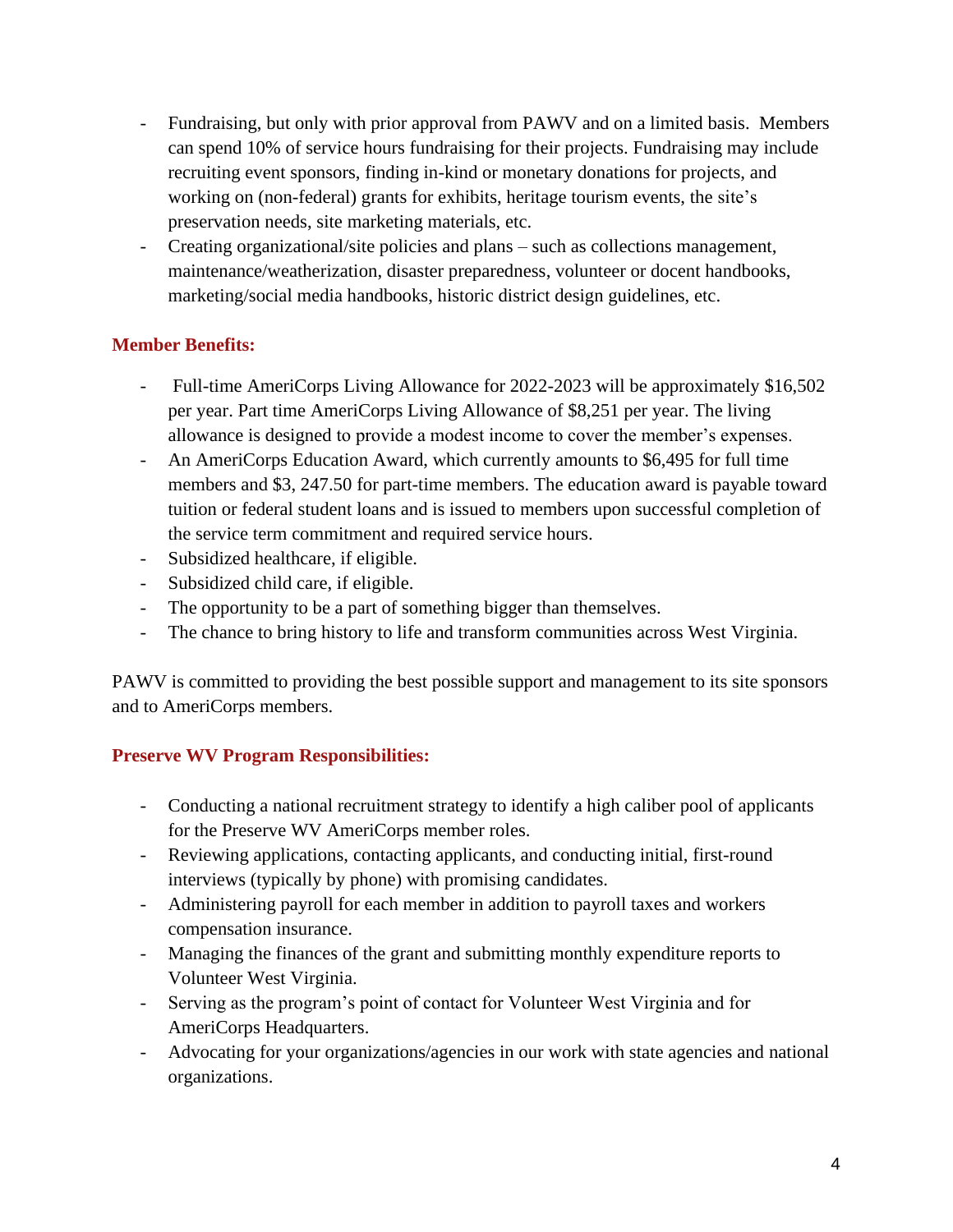- Fundraising, but only with prior approval from PAWV and on a limited basis. Members can spend 10% of service hours fundraising for their projects. Fundraising may include recruiting event sponsors, finding in-kind or monetary donations for projects, and working on (non-federal) grants for exhibits, heritage tourism events, the site's preservation needs, site marketing materials, etc.
- Creating organizational/site policies and plans – such as collections management, maintenance/weatherization, disaster preparedness, volunteer or docent handbooks, marketing/social media handbooks, historic district design guidelines, etc.

### Member Benefits:

- Full-time AmeriCorps Living Allowance for 2022-2023 will be approximately $16,502 per year. Part time AmeriCorps Living Allowance of $8,251 per year. The living allowance is designed to provide a modest income to cover the member's expenses.
- An AmeriCorps Education Award, which currently amounts to $6,495 for full time members and $3, 247.50 for part-time members. The education award is payable toward tuition or federal student loans and is issued to members upon successful completion of the service term commitment and required service hours.
- Subsidized healthcare, if eligible.
- Subsidized child care, if eligible.
- The opportunity to be a part of something bigger than themselves.
- The chance to bring history to life and transform communities across West Virginia.

PAWV is committed to providing the best possible support and management to its site sponsors and to AmeriCorps members.

### Preserve WV Program Responsibilities:

- Conducting a national recruitment strategy to identify a high caliber pool of applicants for the Preserve WV AmeriCorps member roles.
- Reviewing applications, contacting applicants, and conducting initial, first-round interviews (typically by phone) with promising candidates.
- Administering payroll for each member in addition to payroll taxes and workers compensation insurance.
- Managing the finances of the grant and submitting monthly expenditure reports to Volunteer West Virginia.
- Serving as the program's point of contact for Volunteer West Virginia and for AmeriCorps Headquarters.
- Advocating for your organizations/agencies in our work with state agencies and national organizations.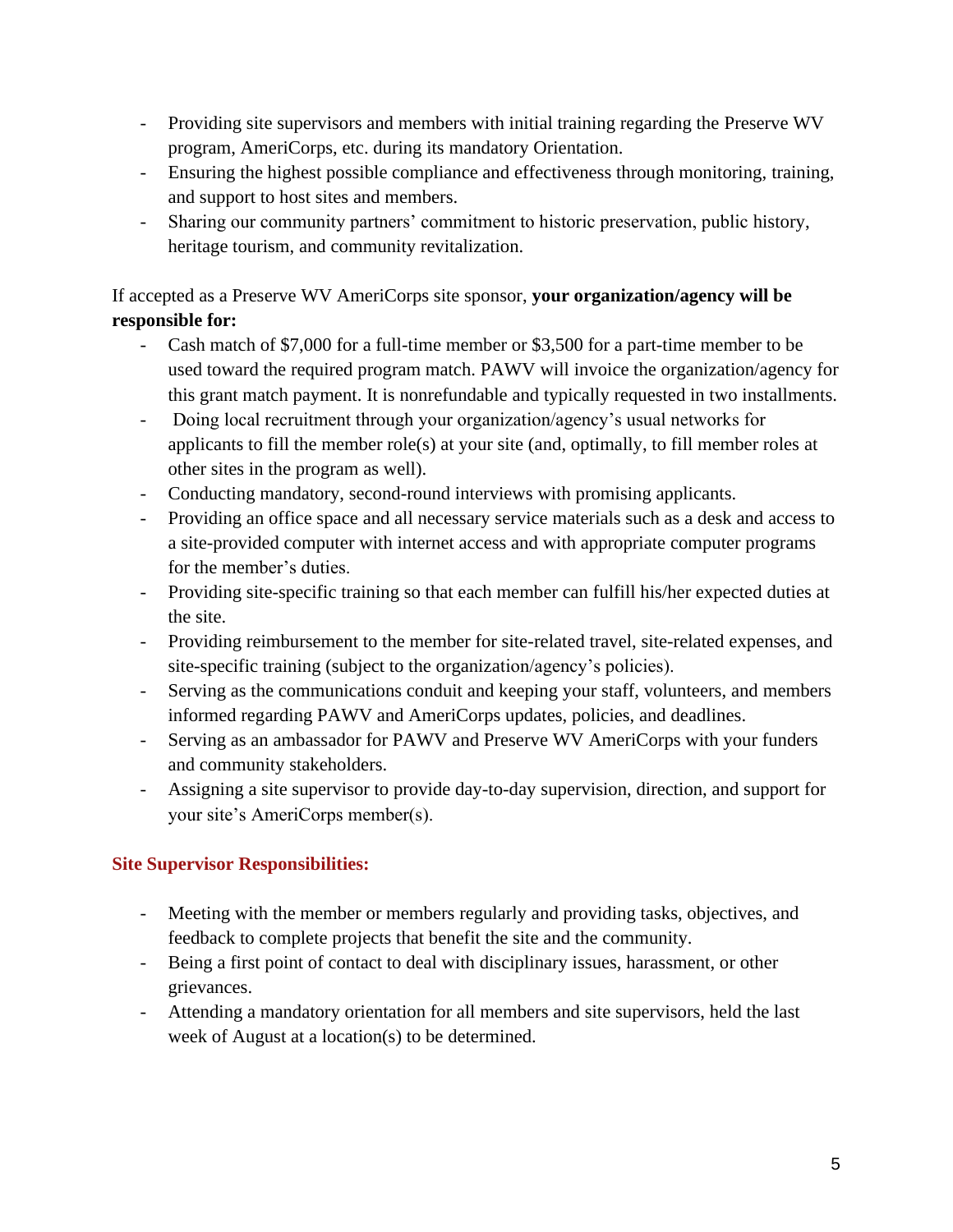- Providing site supervisors and members with initial training regarding the Preserve WV program, AmeriCorps, etc. during its mandatory Orientation.
- Ensuring the highest possible compliance and effectiveness through monitoring, training, and support to host sites and members.
- Sharing our community partners' commitment to historic preservation, public history, heritage tourism, and community revitalization.

If accepted as a Preserve WV AmeriCorps site sponsor, **your organization/agency will be responsible for:**

- Cash match of $7,000 for a full-time member or $3,500 for a part-time member to be used toward the required program match. PAWV will invoice the organization/agency for this grant match payment. It is nonrefundable and typically requested in two installments.
- Doing local recruitment through your organization/agency's usual networks for applicants to fill the member role(s) at your site (and, optimally, to fill member roles at other sites in the program as well).
- Conducting mandatory, second-round interviews with promising applicants.
- Providing an office space and all necessary service materials such as a desk and access to a site-provided computer with internet access and with appropriate computer programs for the member's duties.
- Providing site-specific training so that each member can fulfill his/her expected duties at the site.
- Providing reimbursement to the member for site-related travel, site-related expenses, and site-specific training (subject to the organization/agency's policies).
- Serving as the communications conduit and keeping your staff, volunteers, and members informed regarding PAWV and AmeriCorps updates, policies, and deadlines.
- Serving as an ambassador for PAWV and Preserve WV AmeriCorps with your funders and community stakeholders.
- Assigning a site supervisor to provide day-to-day supervision, direction, and support for your site's AmeriCorps member(s).

## Site Supervisor Responsibilities:

- Meeting with the member or members regularly and providing tasks, objectives, and feedback to complete projects that benefit the site and the community.
- Being a first point of contact to deal with disciplinary issues, harassment, or other grievances.
- Attending a mandatory orientation for all members and site supervisors, held the last week of August at a location(s) to be determined.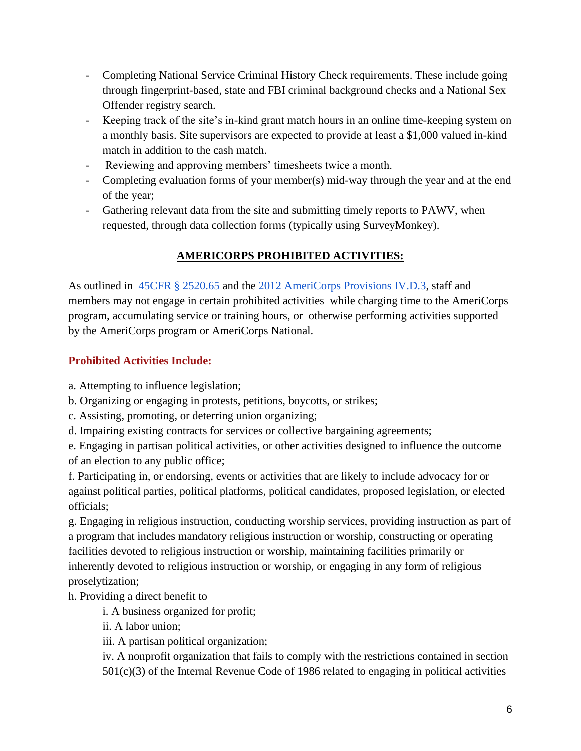- Completing National Service Criminal History Check requirements. These include going through fingerprint-based, state and FBI criminal background checks and a National Sex Offender registry search.
- Keeping track of the site's in-kind grant match hours in an online time-keeping system on a monthly basis. Site supervisors are expected to provide at least a $1,000 valued in-kind match in addition to the cash match.
- Reviewing and approving members' timesheets twice a month.
- Completing evaluation forms of your member(s) mid-way through the year and at the end of the year;
- Gathering relevant data from the site and submitting timely reports to PAWV, when requested, through data collection forms (typically using SurveyMonkey).

## AMERICORPS PROHIBITED ACTIVITIES:

As outlined in [45CFR § 2520.65]() and the [2012 AmeriCorps Provisions IV.D.3](), staff and members may not engage in certain prohibited activities while charging time to the AmeriCorps program, accumulating service or training hours, or otherwise performing activities supported by the AmeriCorps program or AmeriCorps National.

### Prohibited Activities Include:

a. Attempting to influence legislation;

b. Organizing or engaging in protests, petitions, boycotts, or strikes;

c. Assisting, promoting, or deterring union organizing;

d. Impairing existing contracts for services or collective bargaining agreements;

e. Engaging in partisan political activities, or other activities designed to influence the outcome of an election to any public office;

f. Participating in, or endorsing, events or activities that are likely to include advocacy for or against political parties, political platforms, political candidates, proposed legislation, or elected officials;

g. Engaging in religious instruction, conducting worship services, providing instruction as part of a program that includes mandatory religious instruction or worship, constructing or operating facilities devoted to religious instruction or worship, maintaining facilities primarily or inherently devoted to religious instruction or worship, or engaging in any form of religious proselytization;

h. Providing a direct benefit to—

   i. A business organized for profit;

   ii. A labor union;

   iii. A partisan political organization;

   iv. A nonprofit organization that fails to comply with the restrictions contained in section 501(c)(3) of the Internal Revenue Code of 1986 related to engaging in political activities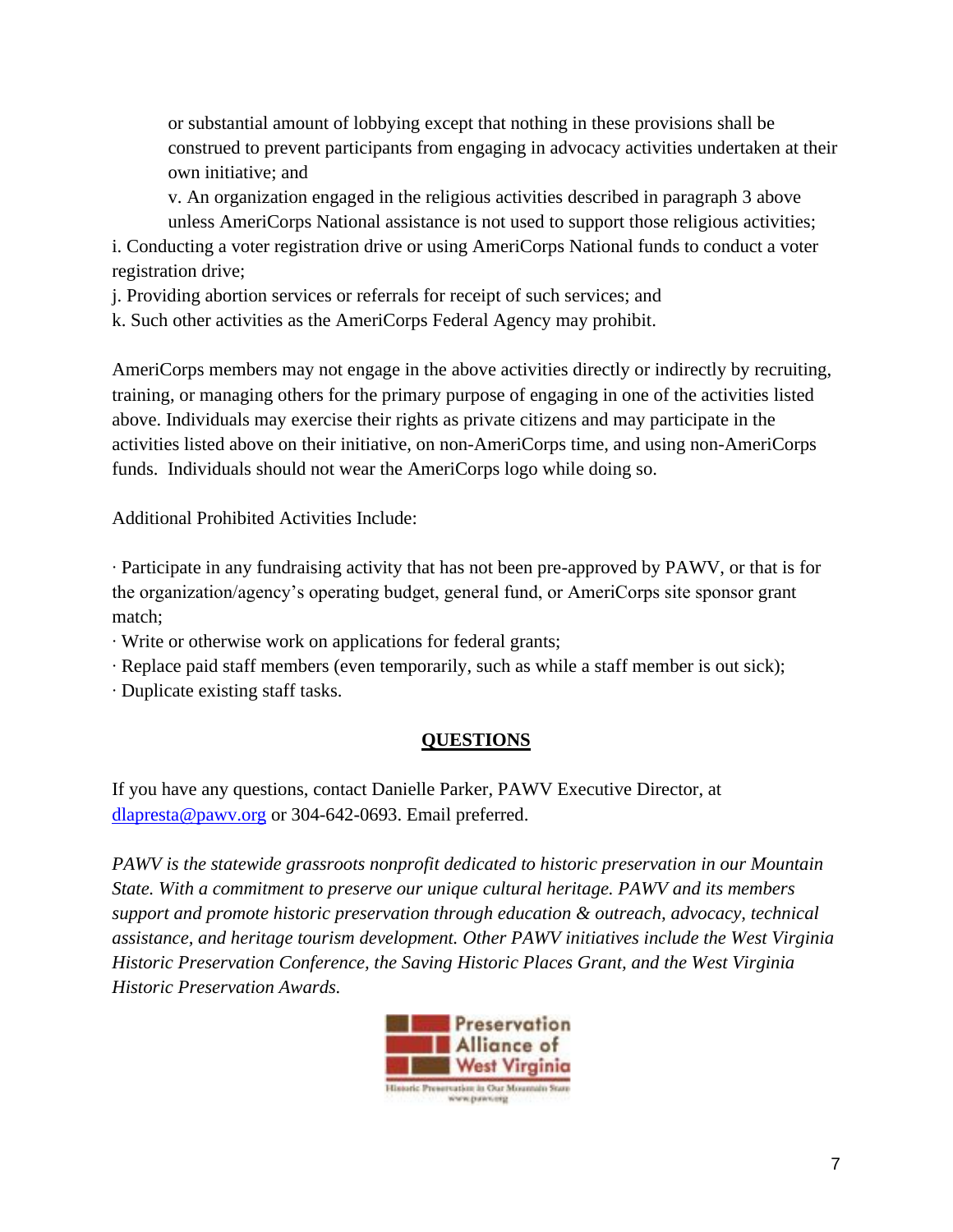or substantial amount of lobbying except that nothing in these provisions shall be construed to prevent participants from engaging in advocacy activities undertaken at their own initiative; and

v. An organization engaged in the religious activities described in paragraph 3 above unless AmeriCorps National assistance is not used to support those religious activities;

i. Conducting a voter registration drive or using AmeriCorps National funds to conduct a voter registration drive;

j. Providing abortion services or referrals for receipt of such services; and

k. Such other activities as the AmeriCorps Federal Agency may prohibit.

AmeriCorps members may not engage in the above activities directly or indirectly by recruiting, training, or managing others for the primary purpose of engaging in one of the activities listed above. Individuals may exercise their rights as private citizens and may participate in the activities listed above on their initiative, on non-AmeriCorps time, and using non-AmeriCorps funds. Individuals should not wear the AmeriCorps logo while doing so.

Additional Prohibited Activities Include:

· Participate in any fundraising activity that has not been pre-approved by PAWV, or that is for the organization/agency's operating budget, general fund, or AmeriCorps site sponsor grant match;
· Write or otherwise work on applications for federal grants;
· Replace paid staff members (even temporarily, such as while a staff member is out sick);
· Duplicate existing staff tasks.

## QUESTIONS

If you have any questions, contact Danielle Parker, PAWV Executive Director, at dlapresta@pawv.org or 304-642-0693. Email preferred.

*PAWV is the statewide grassroots nonprofit dedicated to historic preservation in our Mountain State. With a commitment to preserve our unique cultural heritage. PAWV and its members support and promote historic preservation through education & outreach, advocacy, technical assistance, and heritage tourism development. Other PAWV initiatives include the West Virginia Historic Preservation Conference, the Saving Historic Places Grant, and the West Virginia Historic Preservation Awards.*

Preservation Alliance of West Virginia
Historic Preservation in Our Mountain State
www.pawv.org